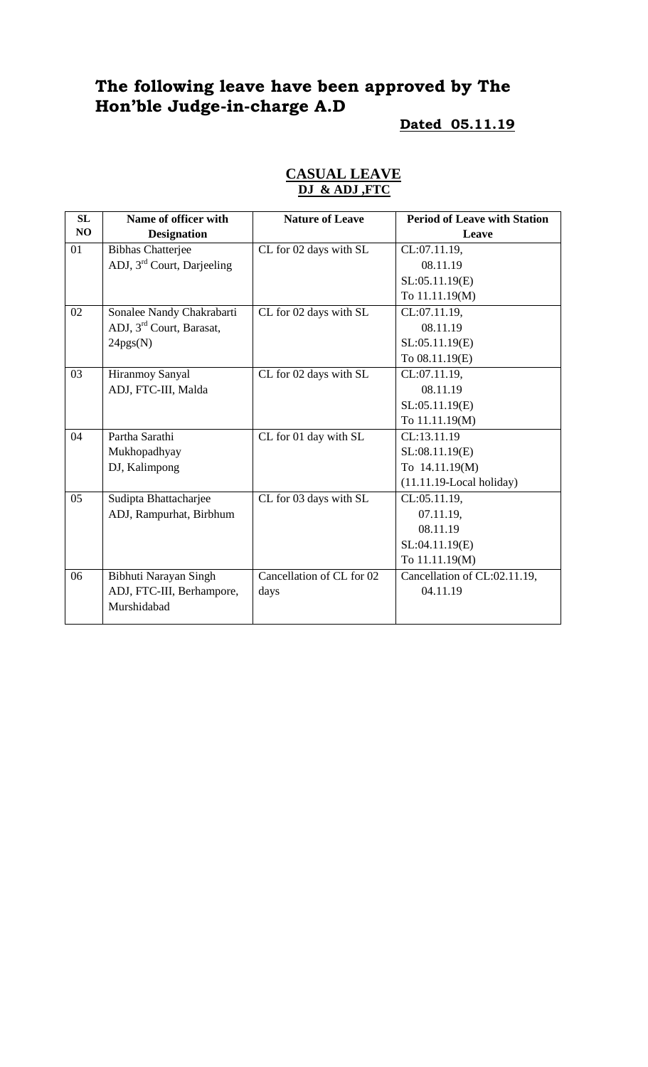# The following leave have been approved by The Hon'ble Judge-in-charge A.D

**Dated 05.11.19**

## CASUAL LEAVE

**DJ & ADJ ,FTC**

| SL NO | Name of officer with Designation | Nature of Leave | Period of Leave with Station Leave |
|---|---|---|---|
| 01 | Bibhas Chatterjee<br>ADJ, 3rd Court, Darjeeling | CL for 02 days with SL | CL:07.11.19,<br>08.11.19<br>SL:05.11.19(E)<br>To 11.11.19(M) |
| 02 | Sonalee Nandy Chakrabarti<br>ADJ, 3rd Court, Barasat, 24pgs(N) | CL for 02 days with SL | CL:07.11.19,<br>08.11.19<br>SL:05.11.19(E)<br>To 08.11.19(E) |
| 03 | Hiranmoy Sanyal<br>ADJ, FTC-III, Malda | CL for 02 days with SL | CL:07.11.19,<br>08.11.19<br>SL:05.11.19(E)<br>To 11.11.19(M) |
| 04 | Partha Sarathi Mukhopadhyay<br>DJ, Kalimpong | CL for 01 day with SL | CL:13.11.19<br>SL:08.11.19(E)<br>To 14.11.19(M)<br>(11.11.19-Local holiday) |
| 05 | Sudipta Bhattacharjee<br>ADJ, Rampurhat, Birbhum | CL for 03 days with SL | CL:05.11.19,<br>07.11.19,<br>08.11.19<br>SL:04.11.19(E)<br>To 11.11.19(M) |
| 06 | Bibhuti Narayan Singh<br>ADJ, FTC-III, Berhampore, Murshidabad | Cancellation of CL for 02 days | Cancellation of CL:02.11.19,<br>04.11.19 |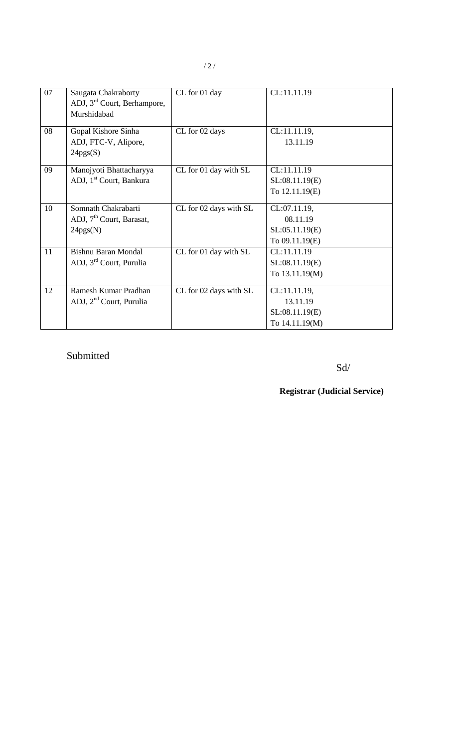| 07 | Saugata Chakraborty<br>ADJ, 3rd Court, Berhampore, Murshidabad | CL for 01 day | CL:11.11.19 |
|---|---|---|---|
| 08 | Gopal Kishore Sinha<br>ADJ, FTC-V, Alipore, 24pgs(S) | CL for 02 days | CL:11.11.19,<br>13.11.19 |
| 09 | Manojyoti Bhattacharyya<br>ADJ, 1st Court, Bankura | CL for 01 day with SL | CL:11.11.19<br>SL:08.11.19(E)<br>To 12.11.19(E) |
| 10 | Somnath Chakrabarti<br>ADJ, 7th Court, Barasat, 24pgs(N) | CL for 02 days with SL | CL:07.11.19,<br>08.11.19<br>SL:05.11.19(E)<br>To 09.11.19(E) |
| 11 | Bishnu Baran Mondal<br>ADJ, 3rd Court, Purulia | CL for 01 day with SL | CL:11.11.19<br>SL:08.11.19(E)<br>To 13.11.19(M) |
| 12 | Ramesh Kumar Pradhan<br>ADJ, 2nd Court, Purulia | CL for 02 days with SL | CL:11.11.19,<br>13.11.19<br>SL:08.11.19(E)<br>To 14.11.19(M) |

Submitted

Sd/

**Registrar (Judicial Service)**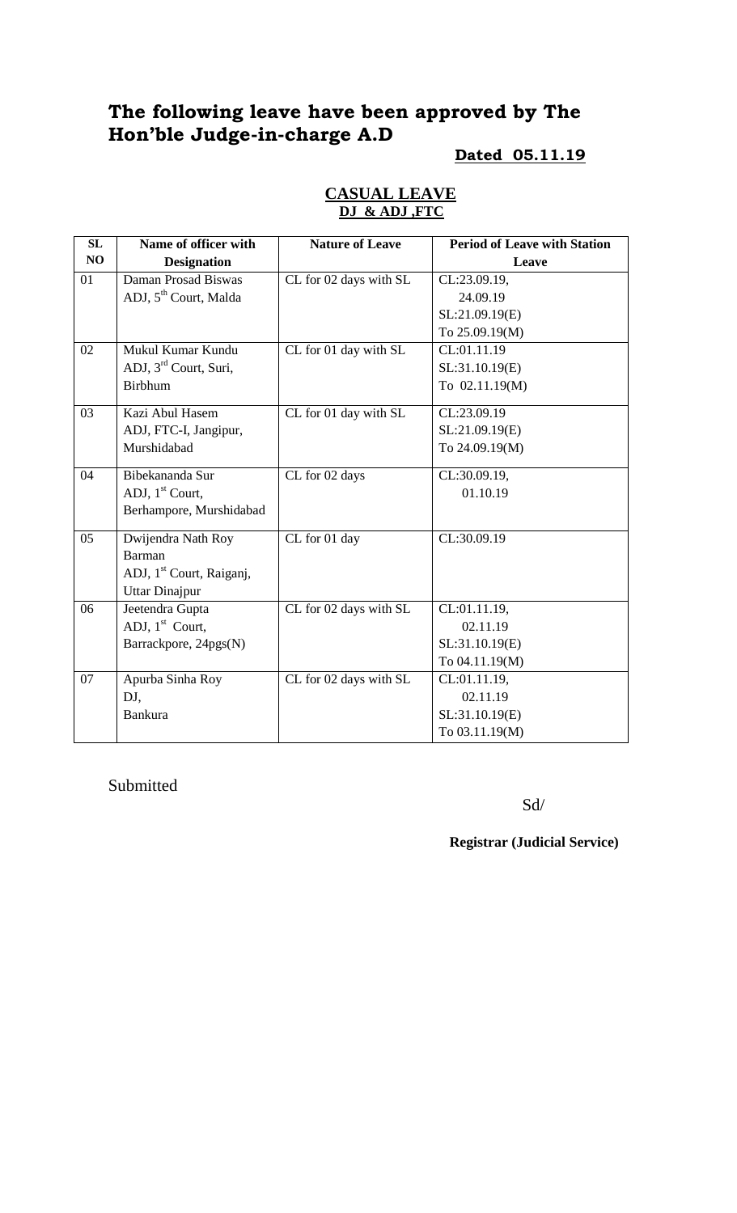# The following leave have been approved by The Hon'ble Judge-in-charge A.D

**Dated 05.11.19**

**CASUAL LEAVE**
**DJ & ADJ ,FTC**

| SL NO | Name of officer with Designation | Nature of Leave | Period of Leave with Station Leave |
|---|---|---|---|
| 01 | Daman Prosad Biswas<br>ADJ, 5th Court, Malda | CL for 02 days with SL | CL:23.09.19,<br>24.09.19<br>SL:21.09.19(E)<br>To 25.09.19(M) |
| 02 | Mukul Kumar Kundu<br>ADJ, 3rd Court, Suri,<br>Birbhum | CL for 01 day with SL | CL:01.11.19<br>SL:31.10.19(E)<br>To 02.11.19(M) |
| 03 | Kazi Abul Hasem<br>ADJ, FTC-I, Jangipur,<br>Murshidabad | CL for 01 day with SL | CL:23.09.19<br>SL:21.09.19(E)<br>To 24.09.19(M) |
| 04 | Bibekananda Sur<br>ADJ, 1st Court,<br>Berhampore, Murshidabad | CL for 02 days | CL:30.09.19,<br>01.10.19 |
| 05 | Dwijendra Nath Roy<br>Barman<br>ADJ, 1st Court, Raiganj,<br>Uttar Dinajpur | CL for 01 day | CL:30.09.19 |
| 06 | Jeetendra Gupta<br>ADJ, 1st Court,<br>Barrackpore, 24pgs(N) | CL for 02 days with SL | CL:01.11.19,<br>02.11.19<br>SL:31.10.19(E)<br>To 04.11.19(M) |
| 07 | Apurba Sinha Roy<br>DJ,<br>Bankura | CL for 02 days with SL | CL:01.11.19,<br>02.11.19<br>SL:31.10.19(E)<br>To 03.11.19(M) |

Submitted

Sd/

**Registrar (Judicial Service)**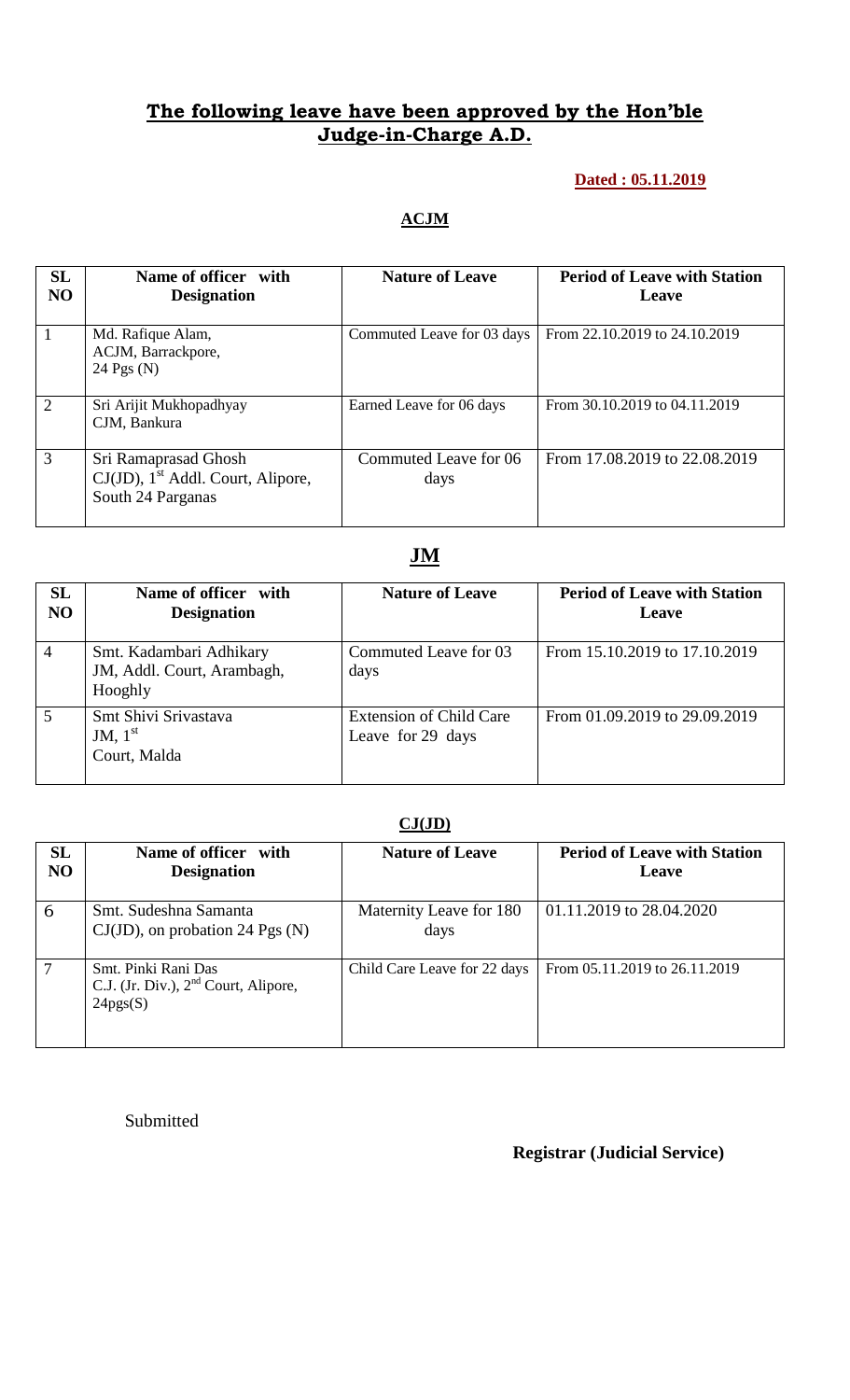## **The following leave have been approved by the Hon'ble Judge-in-Charge A.D.**

**Dated : 05.11.2019**

**ACJM**

| SL NO | Name of officer with Designation | Nature of Leave | Period of Leave with Station Leave |
|---|---|---|---|
| 1 | Md. Rafique Alam, ACJM, Barrackpore, 24 Pgs (N) | Commuted Leave for 03 days | From 22.10.2019 to 24.10.2019 |
| 2 | Sri Arijit Mukhopadhyay CJM, Bankura | Earned Leave for 06 days | From 30.10.2019 to 04.11.2019 |
| 3 | Sri Ramaprasad Ghosh CJ(JD), 1st Addl. Court, Alipore, South 24 Parganas | Commuted Leave for 06 days | From 17.08.2019 to 22.08.2019 |

**JM**

| SL NO | Name of officer with Designation | Nature of Leave | Period of Leave with Station Leave |
|---|---|---|---|
| 4 | Smt. Kadambari Adhikary JM, Addl. Court, Arambagh, Hooghly | Commuted Leave for 03 days | From 15.10.2019 to 17.10.2019 |
| 5 | Smt Shivi Srivastava JM, 1st Court, Malda | Extension of Child Care Leave for 29 days | From 01.09.2019 to 29.09.2019 |

**CJ(JD)**

| SL NO | Name of officer with Designation | Nature of Leave | Period of Leave with Station Leave |
|---|---|---|---|
| 6 | Smt. Sudeshna Samanta CJ(JD), on probation 24 Pgs (N) | Maternity Leave for 180 days | 01.11.2019 to 28.04.2020 |
| 7 | Smt. Pinki Rani Das C.J. (Jr. Div.), 2nd Court, Alipore, 24pgs(S) | Child Care Leave for 22 days | From 05.11.2019 to 26.11.2019 |

Submitted

**Registrar (Judicial Service)**